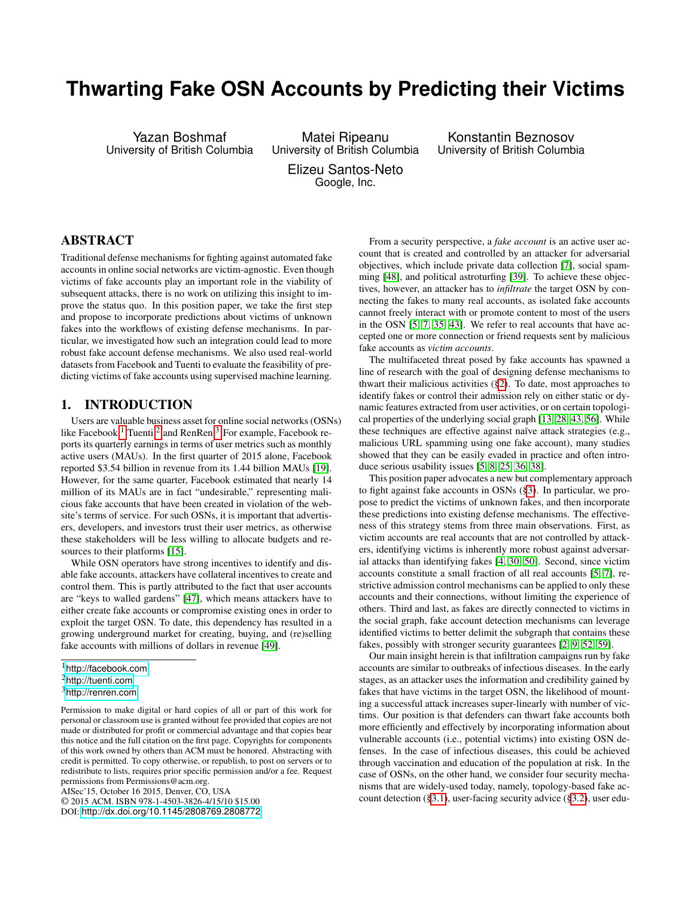# Thwarting Fake OSN Accounts by Predicting their Victims

Yazan Boshmaf
University of British Columbia

Matei Ripeanu
University of British Columbia

Konstantin Beznosov
University of British Columbia

Elizeu Santos-Neto
Google, Inc.

## ABSTRACT

Traditional defense mechanisms for fighting against automated fake accounts in online social networks are victim-agnostic. Even though victims of fake accounts play an important role in the viability of subsequent attacks, there is no work on utilizing this insight to improve the status quo. In this position paper, we take the first step and propose to incorporate predictions about victims of unknown fakes into the workflows of existing defense mechanisms. In particular, we investigated how such an integration could lead to more robust fake account defense mechanisms. We also used real-world datasets from Facebook and Tuenti to evaluate the feasibility of predicting victims of fake accounts using supervised machine learning.

## 1. INTRODUCTION

Users are valuable business asset for online social networks (OSNs) like Facebook,[1] Tuenti,[2] and RenRen.[3] For example, Facebook reports its quarterly earnings in terms of user metrics such as monthly active users (MAUs). In the first quarter of 2015 alone, Facebook reported $3.54 billion in revenue from its 1.44 billion MAUs [19]. However, for the same quarter, Facebook estimated that nearly 14 million of its MAUs are in fact "undesirable," representing malicious fake accounts that have been created in violation of the website's terms of service. For such OSNs, it is important that advertisers, developers, and investors trust their user metrics, as otherwise these stakeholders will be less willing to allocate budgets and resources to their platforms [15].

While OSN operators have strong incentives to identify and disable fake accounts, attackers have collateral incentives to create and control them. This is partly attributed to the fact that user accounts are "keys to walled gardens" [47], which means attackers have to either create fake accounts or compromise existing ones in order to exploit the target OSN. To date, this dependency has resulted in a growing underground market for creating, buying, and (re)selling fake accounts with millions of dollars in revenue [49].

[1] http://facebook.com
[2] http://tuenti.com
[3] http://renren.com

Permission to make digital or hard copies of all or part of this work for personal or classroom use is granted without fee provided that copies are not made or distributed for profit or commercial advantage and that copies bear this notice and the full citation on the first page. Copyrights for components of this work owned by others than ACM must be honored. Abstracting with credit is permitted. To copy otherwise, or republish, to post on servers or to redistribute to lists, requires prior specific permission and/or a fee. Request permissions from Permissions@acm.org.
AISec'15, October 16 2015, Denver, CO, USA
© 2015 ACM. ISBN 978-1-4503-3826-4/15/10 $15.00
DOI: http://dx.doi.org/10.1145/2808769.2808772

From a security perspective, a *fake account* is an active user account that is created and controlled by an attacker for adversarial objectives, which include private data collection [7], social spamming [48], and political astroturfing [39]. To achieve these objectives, however, an attacker has to *infiltrate* the target OSN by connecting the fakes to many real accounts, as isolated fake accounts cannot freely interact with or promote content to most of the users in the OSN [5, 7, 35, 43]. We refer to real accounts that have accepted one or more connection or friend requests sent by malicious fake accounts as *victim accounts*.

The multifaceted threat posed by fake accounts has spawned a line of research with the goal of designing defense mechanisms to thwart their malicious activities (§2). To date, most approaches to identify fakes or control their admission rely on either static or dynamic features extracted from user activities, or on certain topological properties of the underlying social graph [13, 28, 43, 56]. While these techniques are effective against naïve attack strategies (e.g., malicious URL spamming using one fake account), many studies showed that they can be easily evaded in practice and often introduce serious usability issues [5, 8, 25, 36, 38].

This position paper advocates a new but complementary approach to fight against fake accounts in OSNs (§3). In particular, we propose to predict the victims of unknown fakes, and then incorporate these predictions into existing defense mechanisms. The effectiveness of this strategy stems from three main observations. First, as victim accounts are real accounts that are not controlled by attackers, identifying victims is inherently more robust against adversarial attacks than identifying fakes [4, 30, 50]. Second, since victim accounts constitute a small fraction of all real accounts [5, 7], restrictive admission control mechanisms can be applied to only these accounts and their connections, without limiting the experience of others. Third and last, as fakes are directly connected to victims in the social graph, fake account detection mechanisms can leverage identified victims to better delimit the subgraph that contains these fakes, possibly with stronger security guarantees [2, 9, 52, 59].

Our main insight herein is that infiltration campaigns run by fake accounts are similar to outbreaks of infectious diseases. In the early stages, as an attacker uses the information and credibility gained by fakes that have victims in the target OSN, the likelihood of mounting a successful attack increases super-linearly with number of victims. Our position is that defenders can thwart fake accounts both more efficiently and effectively by incorporating information about vulnerable accounts (i.e., potential victims) into existing OSN defenses. In the case of infectious diseases, this could be achieved through vaccination and education of the population at risk. In the case of OSNs, on the other hand, we consider four security mechanisms that are widely-used today, namely, topology-based fake account detection (§3.1), user-facing security advice (§3.2), user edu-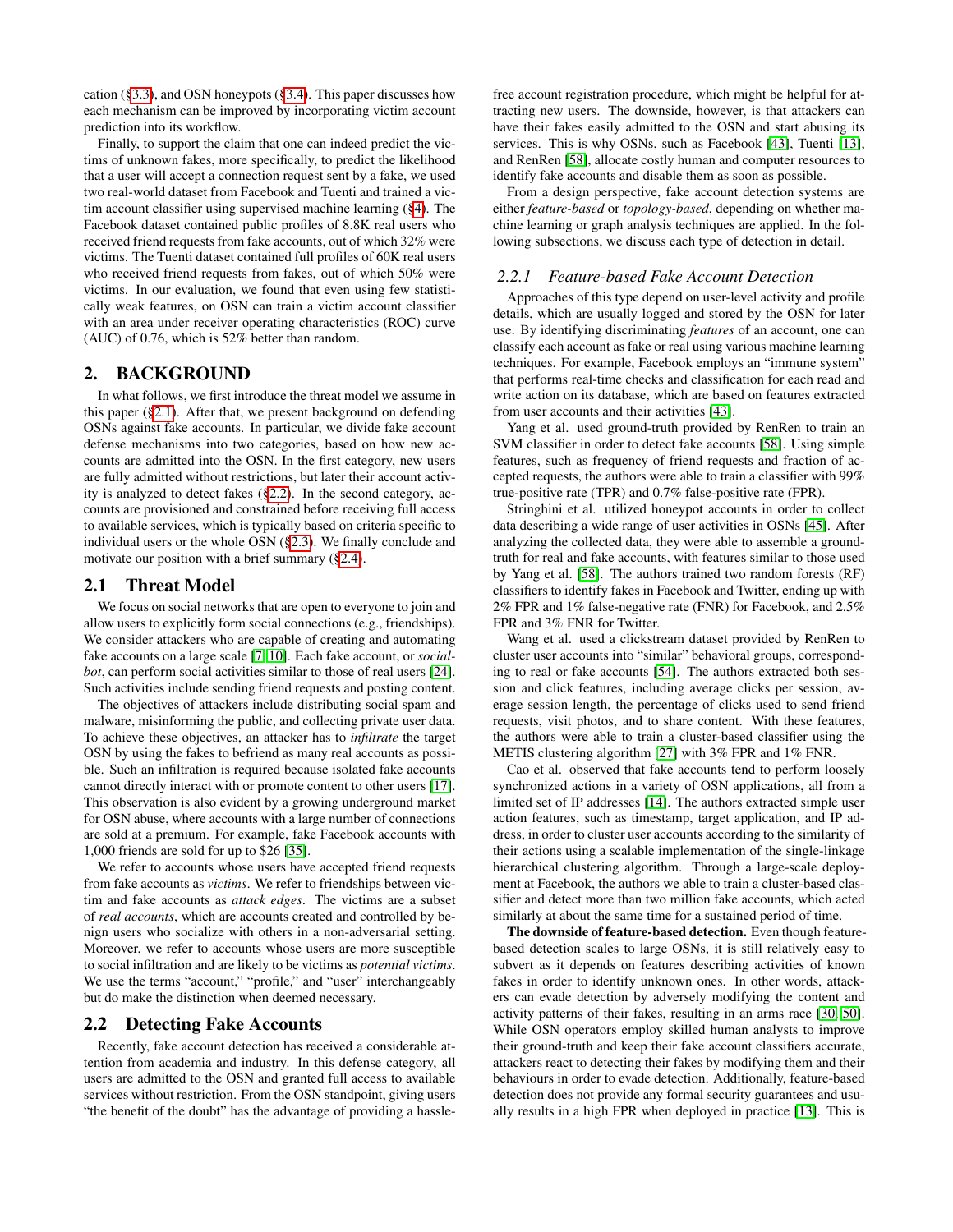cation (§3.3), and OSN honeypots (§3.4). This paper discusses how each mechanism can be improved by incorporating victim account prediction into its workflow.

Finally, to support the claim that one can indeed predict the victims of unknown fakes, more specifically, to predict the likelihood that a user will accept a connection request sent by a fake, we used two real-world dataset from Facebook and Tuenti and trained a victim account classifier using supervised machine learning (§4). The Facebook dataset contained public profiles of 8.8K real users who received friend requests from fake accounts, out of which 32% were victims. The Tuenti dataset contained full profiles of 60K real users who received friend requests from fakes, out of which 50% were victims. In our evaluation, we found that even using few statistically weak features, on OSN can train a victim account classifier with an area under receiver operating characteristics (ROC) curve (AUC) of 0.76, which is 52% better than random.

## 2. BACKGROUND

In what follows, we first introduce the threat model we assume in this paper (§2.1). After that, we present background on defending OSNs against fake accounts. In particular, we divide fake account defense mechanisms into two categories, based on how new accounts are admitted into the OSN. In the first category, new users are fully admitted without restrictions, but later their account activity is analyzed to detect fakes (§2.2). In the second category, accounts are provisioned and constrained before receiving full access to available services, which is typically based on criteria specific to individual users or the whole OSN (§2.3). We finally conclude and motivate our position with a brief summary (§2.4).

### 2.1 Threat Model

We focus on social networks that are open to everyone to join and allow users to explicitly form social connections (e.g., friendships). We consider attackers who are capable of creating and automating fake accounts on a large scale [7, 10]. Each fake account, or *socialbot*, can perform social activities similar to those of real users [24]. Such activities include sending friend requests and posting content.

The objectives of attackers include distributing social spam and malware, misinforming the public, and collecting private user data. To achieve these objectives, an attacker has to *infiltrate* the target OSN by using the fakes to befriend as many real accounts as possible. Such an infiltration is required because isolated fake accounts cannot directly interact with or promote content to other users [17]. This observation is also evident by a growing underground market for OSN abuse, where accounts with a large number of connections are sold at a premium. For example, fake Facebook accounts with 1,000 friends are sold for up to $26 [35].

We refer to accounts whose users have accepted friend requests from fake accounts as *victims*. We refer to friendships between victim and fake accounts as *attack edges*. The victims are a subset of *real accounts*, which are accounts created and controlled by benign users who socialize with others in a non-adversarial setting. Moreover, we refer to accounts whose users are more susceptible to social infiltration and are likely to be victims as *potential victims*. We use the terms "account," "profile," and "user" interchangeably but do make the distinction when deemed necessary.

### 2.2 Detecting Fake Accounts

Recently, fake account detection has received a considerable attention from academia and industry. In this defense category, all users are admitted to the OSN and granted full access to available services without restriction. From the OSN standpoint, giving users "the benefit of the doubt" has the advantage of providing a hassle-free account registration procedure, which might be helpful for attracting new users. The downside, however, is that attackers can have their fakes easily admitted to the OSN and start abusing its services. This is why OSNs, such as Facebook [43], Tuenti [13], and RenRen [58], allocate costly human and computer resources to identify fake accounts and disable them as soon as possible.

From a design perspective, fake account detection systems are either *feature-based* or *topology-based*, depending on whether machine learning or graph analysis techniques are applied. In the following subsections, we discuss each type of detection in detail.

#### 2.2.1 Feature-based Fake Account Detection

Approaches of this type depend on user-level activity and profile details, which are usually logged and stored by the OSN for later use. By identifying discriminating *features* of an account, one can classify each account as fake or real using various machine learning techniques. For example, Facebook employs an "immune system" that performs real-time checks and classification for each read and write action on its database, which are based on features extracted from user accounts and their activities [43].

Yang et al. used ground-truth provided by RenRen to train an SVM classifier in order to detect fake accounts [58]. Using simple features, such as frequency of friend requests and fraction of accepted requests, the authors were able to train a classifier with 99% true-positive rate (TPR) and 0.7% false-positive rate (FPR).

Stringhini et al. utilized honeypot accounts in order to collect data describing a wide range of user activities in OSNs [45]. After analyzing the collected data, they were able to assemble a ground-truth for real and fake accounts, with features similar to those used by Yang et al. [58]. The authors trained two random forests (RF) classifiers to identify fakes in Facebook and Twitter, ending up with 2% FPR and 1% false-negative rate (FNR) for Facebook, and 2.5% FPR and 3% FNR for Twitter.

Wang et al. used a clickstream dataset provided by RenRen to cluster user accounts into "similar" behavioral groups, corresponding to real or fake accounts [54]. The authors extracted both session and click features, including average clicks per session, average session length, the percentage of clicks used to send friend requests, visit photos, and to share content. With these features, the authors were able to train a cluster-based classifier using the METIS clustering algorithm [27] with 3% FPR and 1% FNR.

Cao et al. observed that fake accounts tend to perform loosely synchronized actions in a variety of OSN applications, all from a limited set of IP addresses [14]. The authors extracted simple user action features, such as timestamp, target application, and IP address, in order to cluster user accounts according to the similarity of their actions using a scalable implementation of the single-linkage hierarchical clustering algorithm. Through a large-scale deployment at Facebook, the authors we able to train a cluster-based classifier and detect more than two million fake accounts, which acted similarly at about the same time for a sustained period of time.

**The downside of feature-based detection.** Even though feature-based detection scales to large OSNs, it is still relatively easy to subvert as it depends on features describing activities of known fakes in order to identify unknown ones. In other words, attackers can evade detection by adversely modifying the content and activity patterns of their fakes, resulting in an arms race [30, 50]. While OSN operators employ skilled human analysts to improve their ground-truth and keep their fake account classifiers accurate, attackers react to detecting their fakes by modifying them and their behaviours in order to evade detection. Additionally, feature-based detection does not provide any formal security guarantees and usually results in a high FPR when deployed in practice [13]. This is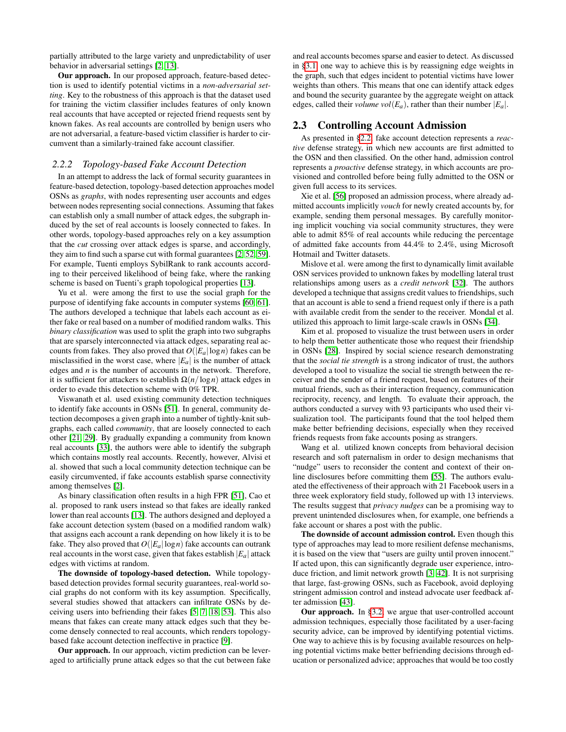partially attributed to the large variety and unpredictability of user behavior in adversarial settings [2, 13].

**Our approach.** In our proposed approach, feature-based detection is used to identify potential victims in a *non-adversarial setting*. Key to the robustness of this approach is that the dataset used for training the victim classifier includes features of only known real accounts that have accepted or rejected friend requests sent by known fakes. As real accounts are controlled by benign users who are not adversarial, a feature-based victim classifier is harder to circumvent than a similarly-trained fake account classifier.

### 2.2.2 Topology-based Fake Account Detection

In an attempt to address the lack of formal security guarantees in feature-based detection, topology-based detection approaches model OSNs as *graphs*, with nodes representing user accounts and edges between nodes representing social connections. Assuming that fakes can establish only a small number of attack edges, the subgraph induced by the set of real accounts is loosely connected to fakes. In other words, topology-based approaches rely on a key assumption that the *cut* crossing over attack edges is sparse, and accordingly, they aim to find such a sparse cut with formal guarantees [2, 52, 59]. For example, Tuenti employs SybilRank to rank accounts according to their perceived likelihood of being fake, where the ranking scheme is based on Tuenti's graph topological properties [13].

Yu et al. were among the first to use the social graph for the purpose of identifying fake accounts in computer systems [60, 61]. The authors developed a technique that labels each account as either fake or real based on a number of modified random walks. This *binary classification* was used to split the graph into two subgraphs that are sparsely interconnected via attack edges, separating real accounts from fakes. They also proved that $O(|E_a|\log n)$ fakes can be misclassified in the worst case, where $|E_a|$ is the number of attack edges and $n$ is the number of accounts in the network. Therefore, it is sufficient for attackers to establish $\Omega(n/\log n)$ attack edges in order to evade this detection scheme with 0% TPR.

Viswanath et al. used existing community detection techniques to identify fake accounts in OSNs [51]. In general, community detection decomposes a given graph into a number of tightly-knit subgraphs, each called *community*, that are loosely connected to each other [21, 29]. By gradually expanding a community from known real accounts [33], the authors were able to identify the subgraph which contains mostly real accounts. Recently, however, Alvisi et al. showed that such a local community detection technique can be easily circumvented, if fake accounts establish sparse connectivity among themselves [2].

As binary classification often results in a high FPR [51], Cao et al. proposed to rank users instead so that fakes are ideally ranked lower than real accounts [13]. The authors designed and deployed a fake account detection system (based on a modified random walk) that assigns each account a rank depending on how likely it is to be fake. They also proved that $O(|E_a|\log n)$ fake accounts can outrank real accounts in the worst case, given that fakes establish $|E_a|$ attack edges with victims at random.

**The downside of topology-based detection.** While topology-based detection provides formal security guarantees, real-world social graphs do not conform with its key assumption. Specifically, several studies showed that attackers can infiltrate OSNs by deceiving users into befriending their fakes [5, 7, 18, 53]. This also means that fakes can create many attack edges such that they become densely connected to real accounts, which renders topology-based fake account detection ineffective in practice [9].

**Our approach.** In our approach, victim prediction can be leveraged to artificially prune attack edges so that the cut between fake and real accounts becomes sparse and easier to detect. As discussed in §3.1, one way to achieve this is by reassigning edge weights in the graph, such that edges incident to potential victims have lower weights than others. This means that one can identify attack edges and bound the security guarantee by the aggregate weight on attack edges, called their *volume* $vol(E_a)$, rather than their number $|E_a|$.

## 2.3 Controlling Account Admission

As presented in §2.2, fake account detection represents a *reactive* defense strategy, in which new accounts are first admitted to the OSN and then classified. On the other hand, admission control represents a *proactive* defense strategy, in which accounts are provisioned and controlled before being fully admitted to the OSN or given full access to its services.

Xie et al. [56] proposed an admission process, where already admitted accounts implicitly *vouch* for newly created accounts by, for example, sending them personal messages. By carefully monitoring implicit vouching via social community structures, they were able to admit 85% of real accounts while reducing the percentage of admitted fake accounts from 44.4% to 2.4%, using Microsoft Hotmail and Twitter datasets.

Mislove et al. were among the first to dynamically limit available OSN services provided to unknown fakes by modelling lateral trust relationships among users as a *credit network* [32]. The authors developed a technique that assigns credit values to friendships, such that an account is able to send a friend request only if there is a path with available credit from the sender to the receiver. Mondal et al. utilized this approach to limit large-scale crawls in OSNs [34].

Kim et al. proposed to visualize the trust between users in order to help them better authenticate those who request their friendship in OSNs [28]. Inspired by social science research demonstrating that the *social tie strength* is a strong indicator of trust, the authors developed a tool to visualize the social tie strength between the receiver and the sender of a friend request, based on features of their mutual friends, such as their interaction frequency, communication reciprocity, recency, and length. To evaluate their approach, the authors conducted a survey with 93 participants who used their visualization tool. The participants found that the tool helped them make better befriending decisions, especially when they received friends requests from fake accounts posing as strangers.

Wang et al. utilized known concepts from behavioral decision research and soft paternalism in order to design mechanisms that "nudge" users to reconsider the content and context of their online disclosures before committing them [55]. The authors evaluated the effectiveness of their approach with 21 Facebook users in a three week exploratory field study, followed up with 13 interviews. The results suggest that *privacy nudges* can be a promising way to prevent unintended disclosures when, for example, one befriends a fake account or shares a post with the public.

**The downside of account admission control.** Even though this type of approaches may lead to more resilient defense mechanisms, it is based on the view that "users are guilty until proven innocent." If acted upon, this can significantly degrade user experience, introduce friction, and limit network growth [3, 42]. It is not surprising that large, fast-growing OSNs, such as Facebook, avoid deploying stringent admission control and instead advocate user feedback after admission [43].

**Our approach.** In §3.2, we argue that user-controlled account admission techniques, especially those facilitated by a user-facing security advice, can be improved by identifying potential victims. One way to achieve this is by focusing available resources on helping potential victims make better befriending decisions through education or personalized advice; approaches that would be too costly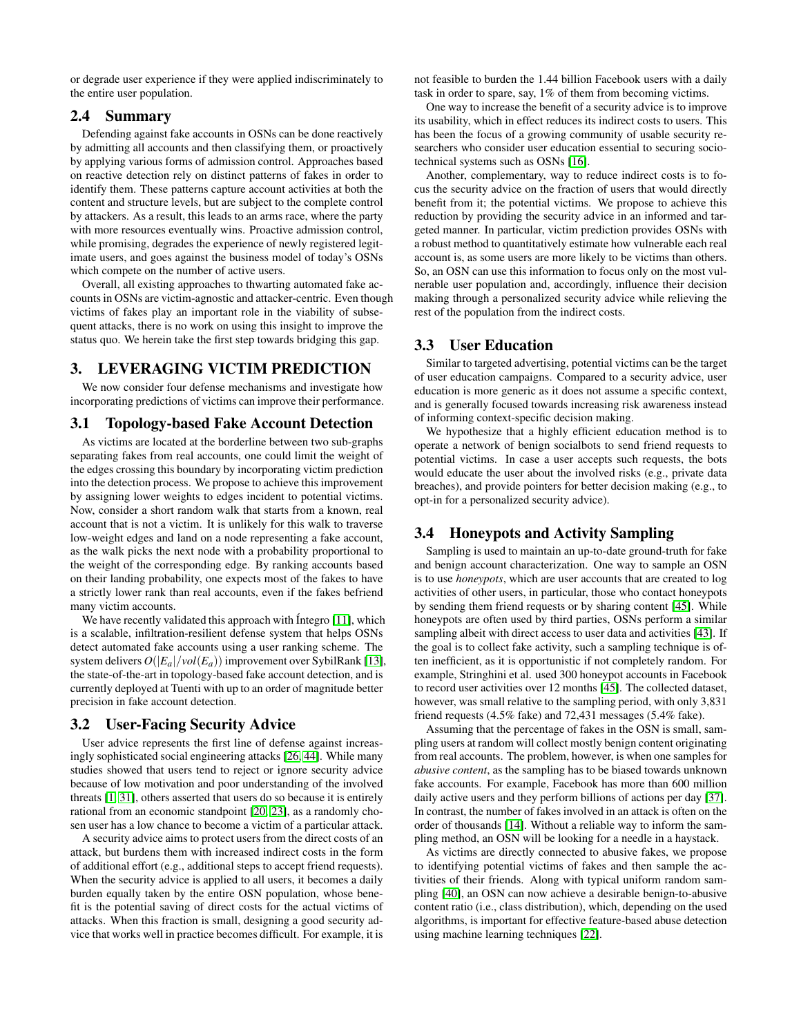or degrade user experience if they were applied indiscriminately to the entire user population.

## 2.4 Summary

Defending against fake accounts in OSNs can be done reactively by admitting all accounts and then classifying them, or proactively by applying various forms of admission control. Approaches based on reactive detection rely on distinct patterns of fakes in order to identify them. These patterns capture account activities at both the content and structure levels, but are subject to the complete control by attackers. As a result, this leads to an arms race, where the party with more resources eventually wins. Proactive admission control, while promising, degrades the experience of newly registered legitimate users, and goes against the business model of today's OSNs which compete on the number of active users.

Overall, all existing approaches to thwarting automated fake accounts in OSNs are victim-agnostic and attacker-centric. Even though victims of fakes play an important role in the viability of subsequent attacks, there is no work on using this insight to improve the status quo. We herein take the first step towards bridging this gap.

# 3. LEVERAGING VICTIM PREDICTION

We now consider four defense mechanisms and investigate how incorporating predictions of victims can improve their performance.

## 3.1 Topology-based Fake Account Detection

As victims are located at the borderline between two sub-graphs separating fakes from real accounts, one could limit the weight of the edges crossing this boundary by incorporating victim prediction into the detection process. We propose to achieve this improvement by assigning lower weights to edges incident to potential victims. Now, consider a short random walk that starts from a known, real account that is not a victim. It is unlikely for this walk to traverse low-weight edges and land on a node representing a fake account, as the walk picks the next node with a probability proportional to the weight of the corresponding edge. By ranking accounts based on their landing probability, one expects most of the fakes to have a strictly lower rank than real accounts, even if the fakes befriend many victim accounts.

We have recently validated this approach with Íntegro [11], which is a scalable, infiltration-resilient defense system that helps OSNs detect automated fake accounts using a user ranking scheme. The system delivers $O(|E_a|/vol(E_a))$ improvement over SybilRank [13], the state-of-the-art in topology-based fake account detection, and is currently deployed at Tuenti with up to an order of magnitude better precision in fake account detection.

## 3.2 User-Facing Security Advice

User advice represents the first line of defense against increasingly sophisticated social engineering attacks [26, 44]. While many studies showed that users tend to reject or ignore security advice because of low motivation and poor understanding of the involved threats [1, 31], others asserted that users do so because it is entirely rational from an economic standpoint [20, 23], as a randomly chosen user has a low chance to become a victim of a particular attack.

A security advice aims to protect users from the direct costs of an attack, but burdens them with increased indirect costs in the form of additional effort (e.g., additional steps to accept friend requests). When the security advice is applied to all users, it becomes a daily burden equally taken by the entire OSN population, whose benefit is the potential saving of direct costs for the actual victims of attacks. When this fraction is small, designing a good security advice that works well in practice becomes difficult. For example, it is not feasible to burden the 1.44 billion Facebook users with a daily task in order to spare, say, 1% of them from becoming victims.

One way to increase the benefit of a security advice is to improve its usability, which in effect reduces its indirect costs to users. This has been the focus of a growing community of usable security researchers who consider user education essential to securing socio-technical systems such as OSNs [16].

Another, complementary, way to reduce indirect costs is to focus the security advice on the fraction of users that would directly benefit from it; the potential victims. We propose to achieve this reduction by providing the security advice in an informed and targeted manner. In particular, victim prediction provides OSNs with a robust method to quantitatively estimate how vulnerable each real account is, as some users are more likely to be victims than others. So, an OSN can use this information to focus only on the most vulnerable user population and, accordingly, influence their decision making through a personalized security advice while relieving the rest of the population from the indirect costs.

## 3.3 User Education

Similar to targeted advertising, potential victims can be the target of user education campaigns. Compared to a security advice, user education is more generic as it does not assume a specific context, and is generally focused towards increasing risk awareness instead of informing context-specific decision making.

We hypothesize that a highly efficient education method is to operate a network of benign socialbots to send friend requests to potential victims. In case a user accepts such requests, the bots would educate the user about the involved risks (e.g., private data breaches), and provide pointers for better decision making (e.g., to opt-in for a personalized security advice).

## 3.4 Honeypots and Activity Sampling

Sampling is used to maintain an up-to-date ground-truth for fake and benign account characterization. One way to sample an OSN is to use *honeypots*, which are user accounts that are created to log activities of other users, in particular, those who contact honeypots by sending them friend requests or by sharing content [45]. While honeypots are often used by third parties, OSNs perform a similar sampling albeit with direct access to user data and activities [43]. If the goal is to collect fake activity, such a sampling technique is often inefficient, as it is opportunistic if not completely random. For example, Stringhini et al. used 300 honeypot accounts in Facebook to record user activities over 12 months [45]. The collected dataset, however, was small relative to the sampling period, with only 3,831 friend requests (4.5% fake) and 72,431 messages (5.4% fake).

Assuming that the percentage of fakes in the OSN is small, sampling users at random will collect mostly benign content originating from real accounts. The problem, however, is when one samples for *abusive content*, as the sampling has to be biased towards unknown fake accounts. For example, Facebook has more than 600 million daily active users and they perform billions of actions per day [37]. In contrast, the number of fakes involved in an attack is often on the order of thousands [14]. Without a reliable way to inform the sampling method, an OSN will be looking for a needle in a haystack.

As victims are directly connected to abusive fakes, we propose to identifying potential victims of fakes and then sample the activities of their friends. Along with typical uniform random sampling [40], an OSN can now achieve a desirable benign-to-abusive content ratio (i.e., class distribution), which, depending on the used algorithms, is important for effective feature-based abuse detection using machine learning techniques [22].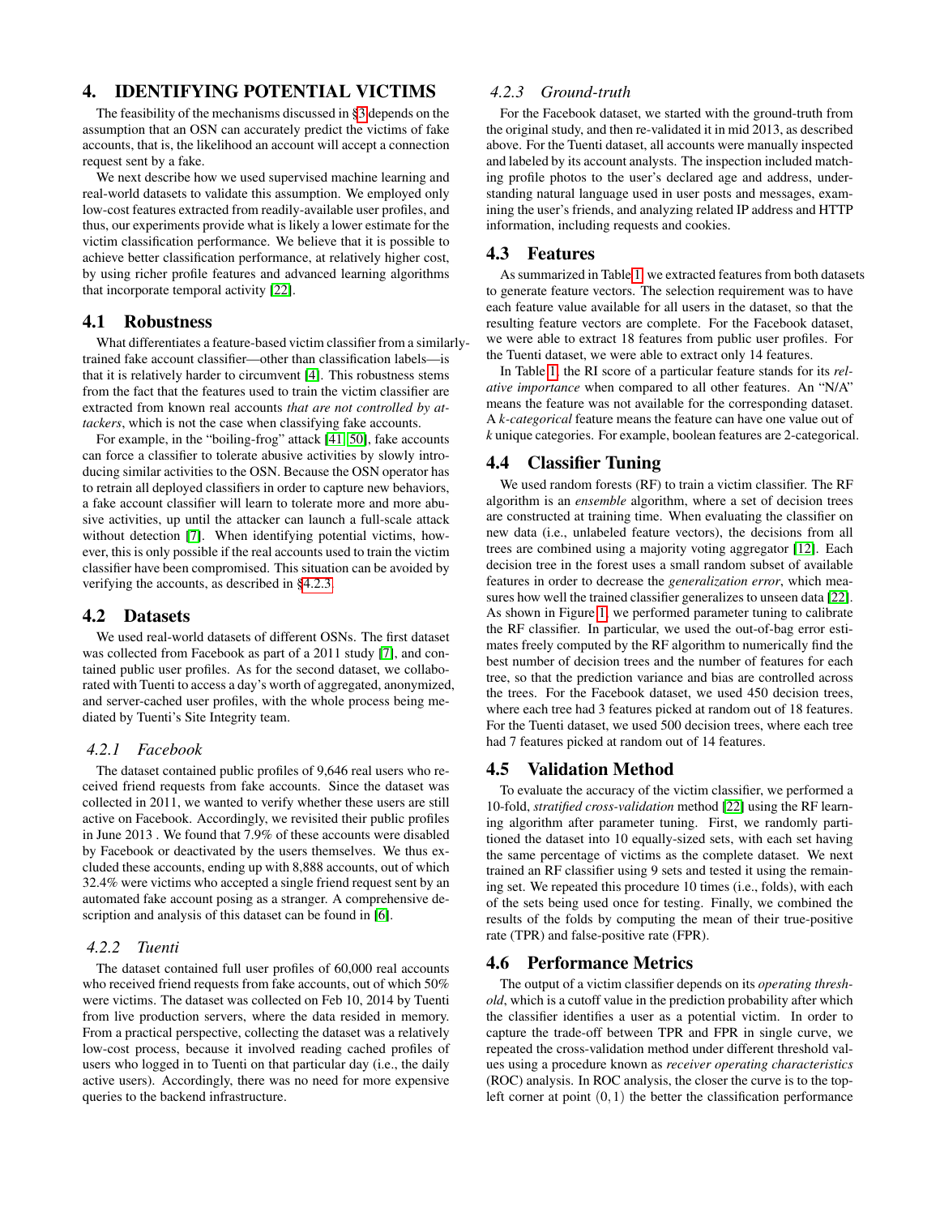# 4. IDENTIFYING POTENTIAL VICTIMS

The feasibility of the mechanisms discussed in §3 depends on the assumption that an OSN can accurately predict the victims of fake accounts, that is, the likelihood an account will accept a connection request sent by a fake.

We next describe how we used supervised machine learning and real-world datasets to validate this assumption. We employed only low-cost features extracted from readily-available user profiles, and thus, our experiments provide what is likely a lower estimate for the victim classification performance. We believe that it is possible to achieve better classification performance, at relatively higher cost, by using richer profile features and advanced learning algorithms that incorporate temporal activity [22].

## 4.1 Robustness

What differentiates a feature-based victim classifier from a similarly-trained fake account classifier—other than classification labels—is that it is relatively harder to circumvent [4]. This robustness stems from the fact that the features used to train the victim classifier are extracted from known real accounts *that are not controlled by attackers*, which is not the case when classifying fake accounts.

For example, in the "boiling-frog" attack [41, 50], fake accounts can force a classifier to tolerate abusive activities by slowly introducing similar activities to the OSN. Because the OSN operator has to retrain all deployed classifiers in order to capture new behaviors, a fake account classifier will learn to tolerate more and more abusive activities, up until the attacker can launch a full-scale attack without detection [7]. When identifying potential victims, however, this is only possible if the real accounts used to train the victim classifier have been compromised. This situation can be avoided by verifying the accounts, as described in §4.2.3.

## 4.2 Datasets

We used real-world datasets of different OSNs. The first dataset was collected from Facebook as part of a 2011 study [7], and contained public user profiles. As for the second dataset, we collaborated with Tuenti to access a day's worth of aggregated, anonymized, and server-cached user profiles, with the whole process being mediated by Tuenti's Site Integrity team.

### 4.2.1 Facebook

The dataset contained public profiles of 9,646 real users who received friend requests from fake accounts. Since the dataset was collected in 2011, we wanted to verify whether these users are still active on Facebook. Accordingly, we revisited their public profiles in June 2013 . We found that 7.9% of these accounts were disabled by Facebook or deactivated by the users themselves. We thus excluded these accounts, ending up with 8,888 accounts, out of which 32.4% were victims who accepted a single friend request sent by an automated fake account posing as a stranger. A comprehensive description and analysis of this dataset can be found in [6].

### 4.2.2 Tuenti

The dataset contained full user profiles of 60,000 real accounts who received friend requests from fake accounts, out of which 50% were victims. The dataset was collected on Feb 10, 2014 by Tuenti from live production servers, where the data resided in memory. From a practical perspective, collecting the dataset was a relatively low-cost process, because it involved reading cached profiles of users who logged in to Tuenti on that particular day (i.e., the daily active users). Accordingly, there was no need for more expensive queries to the backend infrastructure.

### 4.2.3 Ground-truth

For the Facebook dataset, we started with the ground-truth from the original study, and then re-validated it in mid 2013, as described above. For the Tuenti dataset, all accounts were manually inspected and labeled by its account analysts. The inspection included matching profile photos to the user's declared age and address, understanding natural language used in user posts and messages, examining the user's friends, and analyzing related IP address and HTTP information, including requests and cookies.

## 4.3 Features

As summarized in Table 1, we extracted features from both datasets to generate feature vectors. The selection requirement was to have each feature value available for all users in the dataset, so that the resulting feature vectors are complete. For the Facebook dataset, we were able to extract 18 features from public user profiles. For the Tuenti dataset, we were able to extract only 14 features.

In Table 1, the RI score of a particular feature stands for its *relative importance* when compared to all other features. An "N/A" means the feature was not available for the corresponding dataset. A *k-categorical* feature means the feature can have one value out of *k* unique categories. For example, boolean features are 2-categorical.

## 4.4 Classifier Tuning

We used random forests (RF) to train a victim classifier. The RF algorithm is an *ensemble* algorithm, where a set of decision trees are constructed at training time. When evaluating the classifier on new data (i.e., unlabeled feature vectors), the decisions from all trees are combined using a majority voting aggregator [12]. Each decision tree in the forest uses a small random subset of available features in order to decrease the *generalization error*, which measures how well the trained classifier generalizes to unseen data [22]. As shown in Figure 1, we performed parameter tuning to calibrate the RF classifier. In particular, we used the out-of-bag error estimates freely computed by the RF algorithm to numerically find the best number of decision trees and the number of features for each tree, so that the prediction variance and bias are controlled across the trees. For the Facebook dataset, we used 450 decision trees, where each tree had 3 features picked at random out of 18 features. For the Tuenti dataset, we used 500 decision trees, where each tree had 7 features picked at random out of 14 features.

## 4.5 Validation Method

To evaluate the accuracy of the victim classifier, we performed a 10-fold, *stratified cross-validation* method [22] using the RF learning algorithm after parameter tuning. First, we randomly partitioned the dataset into 10 equally-sized sets, with each set having the same percentage of victims as the complete dataset. We next trained an RF classifier using 9 sets and tested it using the remaining set. We repeated this procedure 10 times (i.e., folds), with each of the sets being used once for testing. Finally, we combined the results of the folds by computing the mean of their true-positive rate (TPR) and false-positive rate (FPR).

## 4.6 Performance Metrics

The output of a victim classifier depends on its *operating threshold*, which is a cutoff value in the prediction probability after which the classifier identifies a user as a potential victim. In order to capture the trade-off between TPR and FPR in single curve, we repeated the cross-validation method under different threshold values using a procedure known as *receiver operating characteristics* (ROC) analysis. In ROC analysis, the closer the curve is to the top-left corner at point $(0, 1)$ the better the classification performance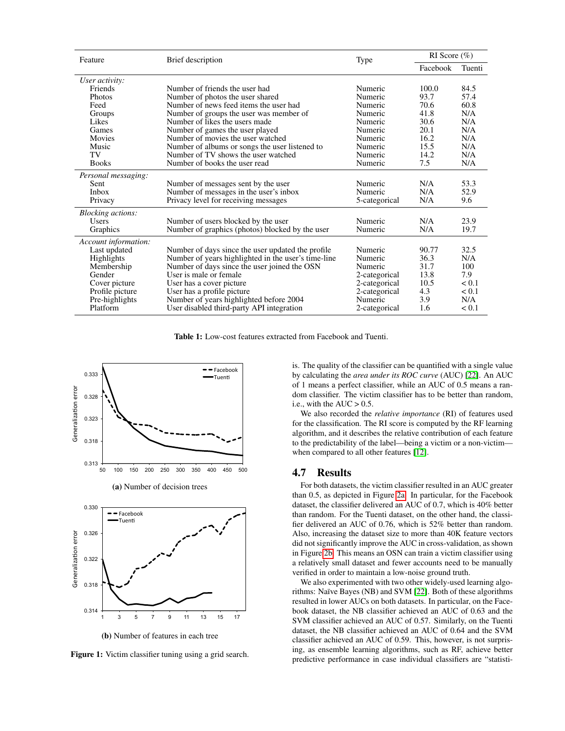| Feature | Brief description | Type | RI Score (%) | |
|---|---|---|---|---|
| | | | Facebook | Tuenti |
| *User activity:* | | | | |
| Friends | Number of friends the user had | Numeric | 100.0 | 84.5 |
| Photos | Number of photos the user shared | Numeric | 93.7 | 57.4 |
| Feed | Number of news feed items the user had | Numeric | 70.6 | 60.8 |
| Groups | Number of groups the user was member of | Numeric | 41.8 | N/A |
| Likes | Number of likes the users made | Numeric | 30.6 | N/A |
| Games | Number of games the user played | Numeric | 20.1 | N/A |
| Movies | Number of movies the user watched | Numeric | 16.2 | N/A |
| Music | Number of albums or songs the user listened to | Numeric | 15.5 | N/A |
| TV | Number of TV shows the user watched | Numeric | 14.2 | N/A |
| Books | Number of books the user read | Numeric | 7.5 | N/A |
| *Personal messaging:* | | | | |
| Sent | Number of messages sent by the user | Numeric | N/A | 53.3 |
| Inbox | Number of messages in the user's inbox | Numeric | N/A | 52.9 |
| Privacy | Privacy level for receiving messages | 5-categorical | N/A | 9.6 |
| *Blocking actions:* | | | | |
| Users | Number of users blocked by the user | Numeric | N/A | 23.9 |
| Graphics | Number of graphics (photos) blocked by the user | Numeric | N/A | 19.7 |
| *Account information:* | | | | |
| Last updated | Number of days since the user updated the profile | Numeric | 90.77 | 32.5 |
| Highlights | Number of years highlighted in the user's time-line | Numeric | 36.3 | N/A |
| Membership | Number of days since the user joined the OSN | Numeric | 31.7 | 100 |
| Gender | User is male or female | 2-categorical | 13.8 | 7.9 |
| Cover picture | User has a cover picture | 2-categorical | 10.5 | < 0.1 |
| Profile picture | User has a profile picture | 2-categorical | 4.3 | < 0.1 |
| Pre-highlights | Number of years highlighted before 2004 | Numeric | 3.9 | N/A |
| Platform | User disabled third-party API integration | 2-categorical | 1.6 | < 0.1 |

**Table 1:** Low-cost features extracted from Facebook and Tuenti.

(a) Number of decision trees

(b) Number of features in each tree

**Figure 1:** Victim classifier tuning using a grid search.

is. The quality of the classifier can be quantified with a single value by calculating the *area under its ROC curve* (AUC) [22]. An AUC of 1 means a perfect classifier, while an AUC of 0.5 means a random classifier. The victim classifier has to be better than random, i.e., with the AUC > 0.5.

We also recorded the *relative importance* (RI) of features used for the classification. The RI score is computed by the RF learning algorithm, and it describes the relative contribution of each feature to the predictability of the label—being a victim or a non-victim—when compared to all other features [12].

## 4.7 Results

For both datasets, the victim classifier resulted in an AUC greater than 0.5, as depicted in Figure 2a. In particular, for the Facebook dataset, the classifier delivered an AUC of 0.7, which is 40% better than random. For the Tuenti dataset, on the other hand, the classifier delivered an AUC of 0.76, which is 52% better than random. Also, increasing the dataset size to more than 40K feature vectors did not significantly improve the AUC in cross-validation, as shown in Figure 2b. This means an OSN can train a victim classifier using a relatively small dataset and fewer accounts need to be manually verified in order to maintain a low-noise ground truth.

We also experimented with two other widely-used learning algorithms: Naïve Bayes (NB) and SVM [22]. Both of these algorithms resulted in lower AUCs on both datasets. In particular, on the Facebook dataset, the NB classifier achieved an AUC of 0.63 and the SVM classifier achieved an AUC of 0.57. Similarly, on the Tuenti dataset, the NB classifier achieved an AUC of 0.64 and the SVM classifier achieved an AUC of 0.59. This, however, is not surprising, as ensemble learning algorithms, such as RF, achieve better predictive performance in case individual classifiers are "statisti-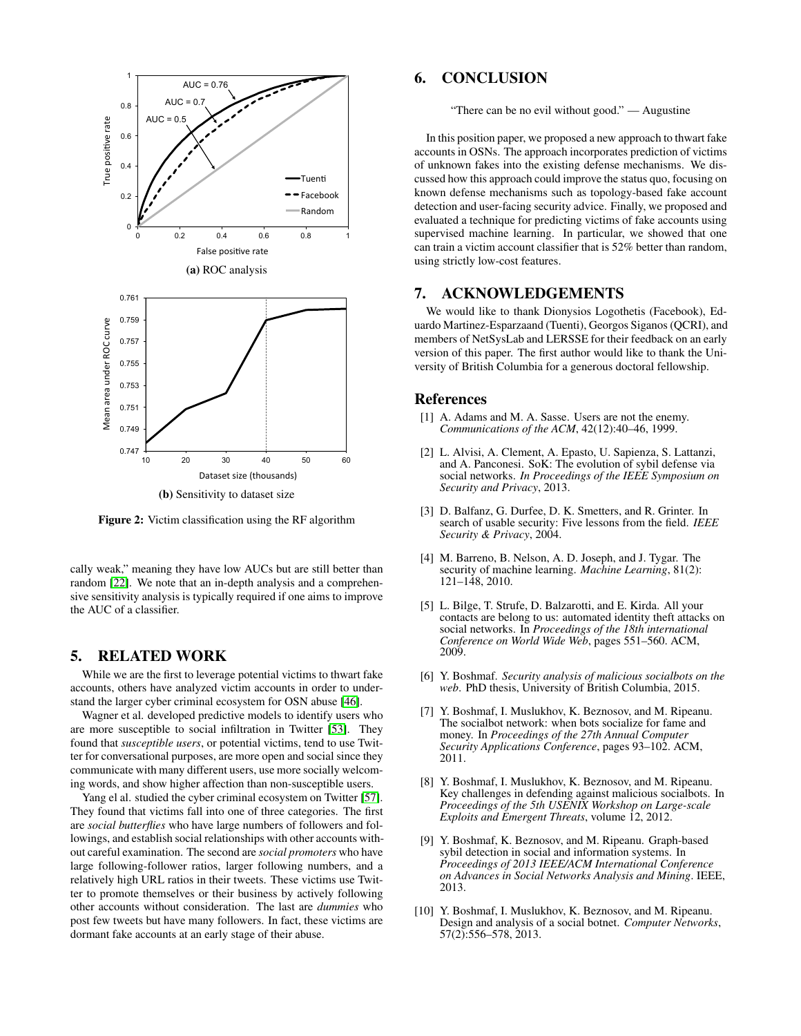(a) ROC analysis

(b) Sensitivity to dataset size

**Figure 2:** Victim classification using the RF algorithm

cally weak," meaning they have low AUCs but are still better than random [22]. We note that an in-depth analysis and a comprehensive sensitivity analysis is typically required if one aims to improve the AUC of a classifier.

# 5. RELATED WORK

While we are the first to leverage potential victims to thwart fake accounts, others have analyzed victim accounts in order to understand the larger cyber criminal ecosystem for OSN abuse [46].

Wagner et al. developed predictive models to identify users who are more susceptible to social infiltration in Twitter [53]. They found that *susceptible users*, or potential victims, tend to use Twitter for conversational purposes, are more open and social since they communicate with many different users, use more socially welcoming words, and show higher affection than non-susceptible users.

Yang el al. studied the cyber criminal ecosystem on Twitter [57]. They found that victims fall into one of three categories. The first are *social butterflies* who have large numbers of followers and followings, and establish social relationships with other accounts without careful examination. The second are *social promoters* who have large following-follower ratios, larger following numbers, and a relatively high URL ratios in their tweets. These victims use Twitter to promote themselves or their business by actively following other accounts without consideration. The last are *dummies* who post few tweets but have many followers. In fact, these victims are dormant fake accounts at an early stage of their abuse.

# 6. CONCLUSION

"There can be no evil without good." — Augustine

In this position paper, we proposed a new approach to thwart fake accounts in OSNs. The approach incorporates prediction of victims of unknown fakes into the existing defense mechanisms. We discussed how this approach could improve the status quo, focusing on known defense mechanisms such as topology-based fake account detection and user-facing security advice. Finally, we proposed and evaluated a technique for predicting victims of fake accounts using supervised machine learning. In particular, we showed that one can train a victim account classifier that is 52% better than random, using strictly low-cost features.

# 7. ACKNOWLEDGEMENTS

We would like to thank Dionysios Logothetis (Facebook), Eduardo Martinez-Esparzaand (Tuenti), Georgos Siganos (QCRI), and members of NetSysLab and LERSSE for their feedback on an early version of this paper. The first author would like to thank the University of British Columbia for a generous doctoral fellowship.

# References

[1] A. Adams and M. A. Sasse. Users are not the enemy. *Communications of the ACM*, 42(12):40–46, 1999.

[2] L. Alvisi, A. Clement, A. Epasto, U. Sapienza, S. Lattanzi, and A. Panconesi. SoK: The evolution of sybil defense via social networks. *In Proceedings of the IEEE Symposium on Security and Privacy*, 2013.

[3] D. Balfanz, G. Durfee, D. K. Smetters, and R. Grinter. In search of usable security: Five lessons from the field. *IEEE Security & Privacy*, 2004.

[4] M. Barreno, B. Nelson, A. D. Joseph, and J. Tygar. The security of machine learning. *Machine Learning*, 81(2): 121–148, 2010.

[5] L. Bilge, T. Strufe, D. Balzarotti, and E. Kirda. All your contacts are belong to us: automated identity theft attacks on social networks. In *Proceedings of the 18th international Conference on World Wide Web*, pages 551–560. ACM, 2009.

[6] Y. Boshmaf. *Security analysis of malicious socialbots on the web*. PhD thesis, University of British Columbia, 2015.

[7] Y. Boshmaf, I. Muslukhov, K. Beznosov, and M. Ripeanu. The socialbot network: when bots socialize for fame and money. In *Proceedings of the 27th Annual Computer Security Applications Conference*, pages 93–102. ACM, 2011.

[8] Y. Boshmaf, I. Muslukhov, K. Beznosov, and M. Ripeanu. Key challenges in defending against malicious socialbots. In *Proceedings of the 5th USENIX Workshop on Large-scale Exploits and Emergent Threats*, volume 12, 2012.

[9] Y. Boshmaf, K. Beznosov, and M. Ripeanu. Graph-based sybil detection in social and information systems. In *Proceedings of 2013 IEEE/ACM International Conference on Advances in Social Networks Analysis and Mining*. IEEE, 2013.

[10] Y. Boshmaf, I. Muslukhov, K. Beznosov, and M. Ripeanu. Design and analysis of a social botnet. *Computer Networks*, 57(2):556–578, 2013.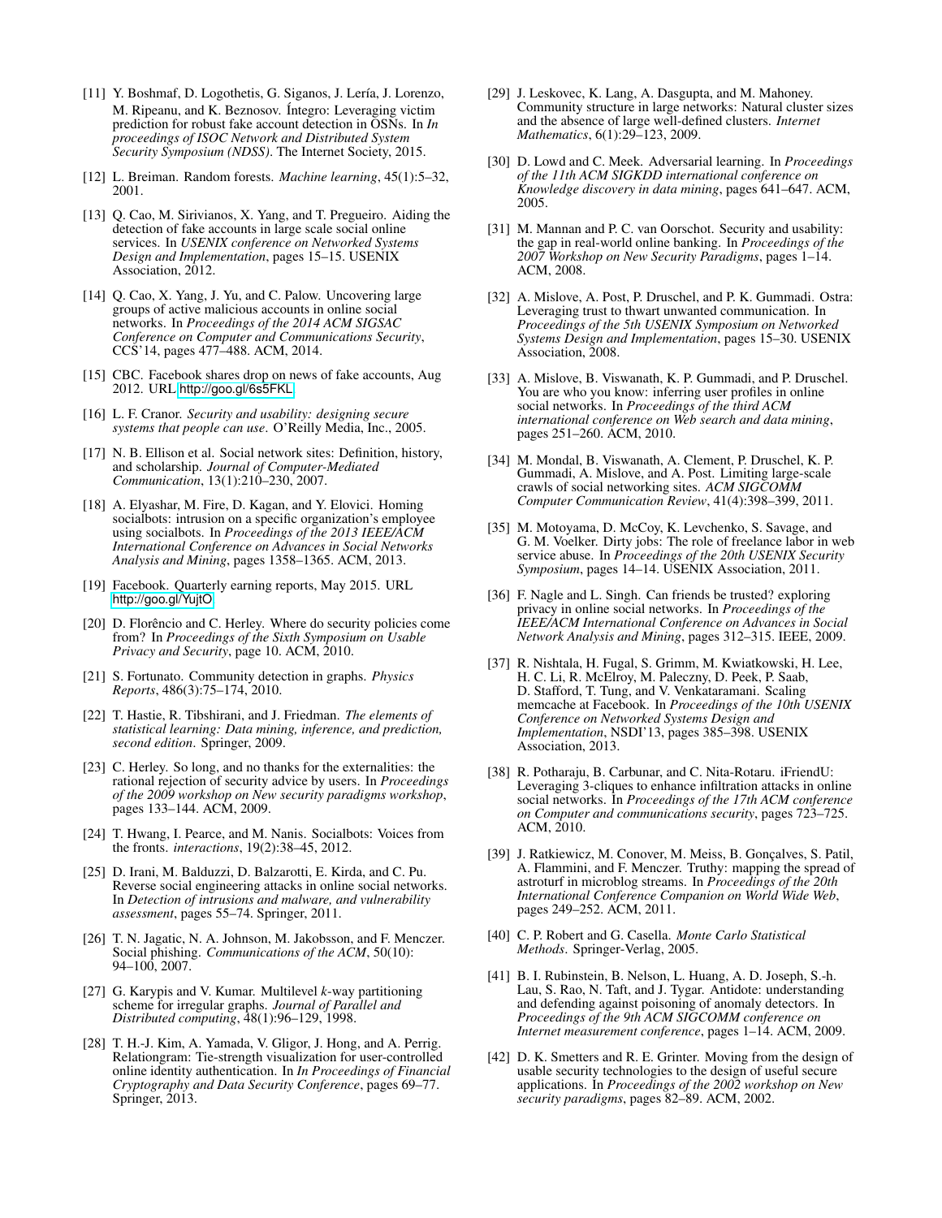[11] Y. Boshmaf, D. Logothetis, G. Siganos, J. Lería, J. Lorenzo, M. Ripeanu, and K. Beznosov. Íntegro: Leveraging victim prediction for robust fake account detection in OSNs. In *In proceedings of ISOC Network and Distributed System Security Symposium (NDSS)*. The Internet Society, 2015.

[12] L. Breiman. Random forests. *Machine learning*, 45(1):5–32, 2001.

[13] Q. Cao, M. Sirivianos, X. Yang, and T. Pregueiro. Aiding the detection of fake accounts in large scale social online services. In *USENIX conference on Networked Systems Design and Implementation*, pages 15–15. USENIX Association, 2012.

[14] Q. Cao, X. Yang, J. Yu, and C. Palow. Uncovering large groups of active malicious accounts in online social networks. In *Proceedings of the 2014 ACM SIGSAC Conference on Computer and Communications Security*, CCS'14, pages 477–488. ACM, 2014.

[15] CBC. Facebook shares drop on news of fake accounts, Aug 2012. URL http://goo.gl/6s5FKL.

[16] L. F. Cranor. *Security and usability: designing secure systems that people can use*. O'Reilly Media, Inc., 2005.

[17] N. B. Ellison et al. Social network sites: Definition, history, and scholarship. *Journal of Computer-Mediated Communication*, 13(1):210–230, 2007.

[18] A. Elyashar, M. Fire, D. Kagan, and Y. Elovici. Homing socialbots: intrusion on a specific organization's employee using socialbots. In *Proceedings of the 2013 IEEE/ACM International Conference on Advances in Social Networks Analysis and Mining*, pages 1358–1365. ACM, 2013.

[19] Facebook. Quarterly earning reports, May 2015. URL http://goo.gl/YujtO.

[20] D. Florêncio and C. Herley. Where do security policies come from? In *Proceedings of the Sixth Symposium on Usable Privacy and Security*, page 10. ACM, 2010.

[21] S. Fortunato. Community detection in graphs. *Physics Reports*, 486(3):75–174, 2010.

[22] T. Hastie, R. Tibshirani, and J. Friedman. *The elements of statistical learning: Data mining, inference, and prediction, second edition*. Springer, 2009.

[23] C. Herley. So long, and no thanks for the externalities: the rational rejection of security advice by users. In *Proceedings of the 2009 workshop on New security paradigms workshop*, pages 133–144. ACM, 2009.

[24] T. Hwang, I. Pearce, and M. Nanis. Socialbots: Voices from the fronts. *interactions*, 19(2):38–45, 2012.

[25] D. Irani, M. Balduzzi, D. Balzarotti, E. Kirda, and C. Pu. Reverse social engineering attacks in online social networks. In *Detection of intrusions and malware, and vulnerability assessment*, pages 55–74. Springer, 2011.

[26] T. N. Jagatic, N. A. Johnson, M. Jakobsson, and F. Menczer. Social phishing. *Communications of the ACM*, 50(10): 94–100, 2007.

[27] G. Karypis and V. Kumar. Multilevel *k*-way partitioning scheme for irregular graphs. *Journal of Parallel and Distributed computing*, 48(1):96–129, 1998.

[28] T. H.-J. Kim, A. Yamada, V. Gligor, J. Hong, and A. Perrig. Relationgram: Tie-strength visualization for user-controlled online identity authentication. In *In Proceedings of Financial Cryptography and Data Security Conference*, pages 69–77. Springer, 2013.

[29] J. Leskovec, K. Lang, A. Dasgupta, and M. Mahoney. Community structure in large networks: Natural cluster sizes and the absence of large well-defined clusters. *Internet Mathematics*, 6(1):29–123, 2009.

[30] D. Lowd and C. Meek. Adversarial learning. In *Proceedings of the 11th ACM SIGKDD international conference on Knowledge discovery in data mining*, pages 641–647. ACM, 2005.

[31] M. Mannan and P. C. van Oorschot. Security and usability: the gap in real-world online banking. In *Proceedings of the 2007 Workshop on New Security Paradigms*, pages 1–14. ACM, 2008.

[32] A. Mislove, A. Post, P. Druschel, and P. K. Gummadi. Ostra: Leveraging trust to thwart unwanted communication. In *Proceedings of the 5th USENIX Symposium on Networked Systems Design and Implementation*, pages 15–30. USENIX Association, 2008.

[33] A. Mislove, B. Viswanath, K. P. Gummadi, and P. Druschel. You are who you know: inferring user profiles in online social networks. In *Proceedings of the third ACM international conference on Web search and data mining*, pages 251–260. ACM, 2010.

[34] M. Mondal, B. Viswanath, A. Clement, P. Druschel, K. P. Gummadi, A. Mislove, and A. Post. Limiting large-scale crawls of social networking sites. *ACM SIGCOMM Computer Communication Review*, 41(4):398–399, 2011.

[35] M. Motoyama, D. McCoy, K. Levchenko, S. Savage, and G. M. Voelker. Dirty jobs: The role of freelance labor in web service abuse. In *Proceedings of the 20th USENIX Security Symposium*, pages 14–14. USENIX Association, 2011.

[36] F. Nagle and L. Singh. Can friends be trusted? exploring privacy in online social networks. In *Proceedings of the IEEE/ACM International Conference on Advances in Social Network Analysis and Mining*, pages 312–315. IEEE, 2009.

[37] R. Nishtala, H. Fugal, S. Grimm, M. Kwiatkowski, H. Lee, H. C. Li, R. McElroy, M. Paleczny, D. Peek, P. Saab, D. Stafford, T. Tung, and V. Venkataramani. Scaling memcache at Facebook. In *Proceedings of the 10th USENIX Conference on Networked Systems Design and Implementation*, NSDI'13, pages 385–398. USENIX Association, 2013.

[38] R. Potharaju, B. Carbunar, and C. Nita-Rotaru. iFriendU: Leveraging 3-cliques to enhance infiltration attacks in online social networks. In *Proceedings of the 17th ACM conference on Computer and communications security*, pages 723–725. ACM, 2010.

[39] J. Ratkiewicz, M. Conover, M. Meiss, B. Gonçalves, S. Patil, A. Flammini, and F. Menczer. Truthy: mapping the spread of astroturf in microblog streams. In *Proceedings of the 20th International Conference Companion on World Wide Web*, pages 249–252. ACM, 2011.

[40] C. P. Robert and G. Casella. *Monte Carlo Statistical Methods*. Springer-Verlag, 2005.

[41] B. I. Rubinstein, B. Nelson, L. Huang, A. D. Joseph, S.-h. Lau, S. Rao, N. Taft, and J. Tygar. Antidote: understanding and defending against poisoning of anomaly detectors. In *Proceedings of the 9th ACM SIGCOMM conference on Internet measurement conference*, pages 1–14. ACM, 2009.

[42] D. K. Smetters and R. E. Grinter. Moving from the design of usable security technologies to the design of useful secure applications. In *Proceedings of the 2002 workshop on New security paradigms*, pages 82–89. ACM, 2002.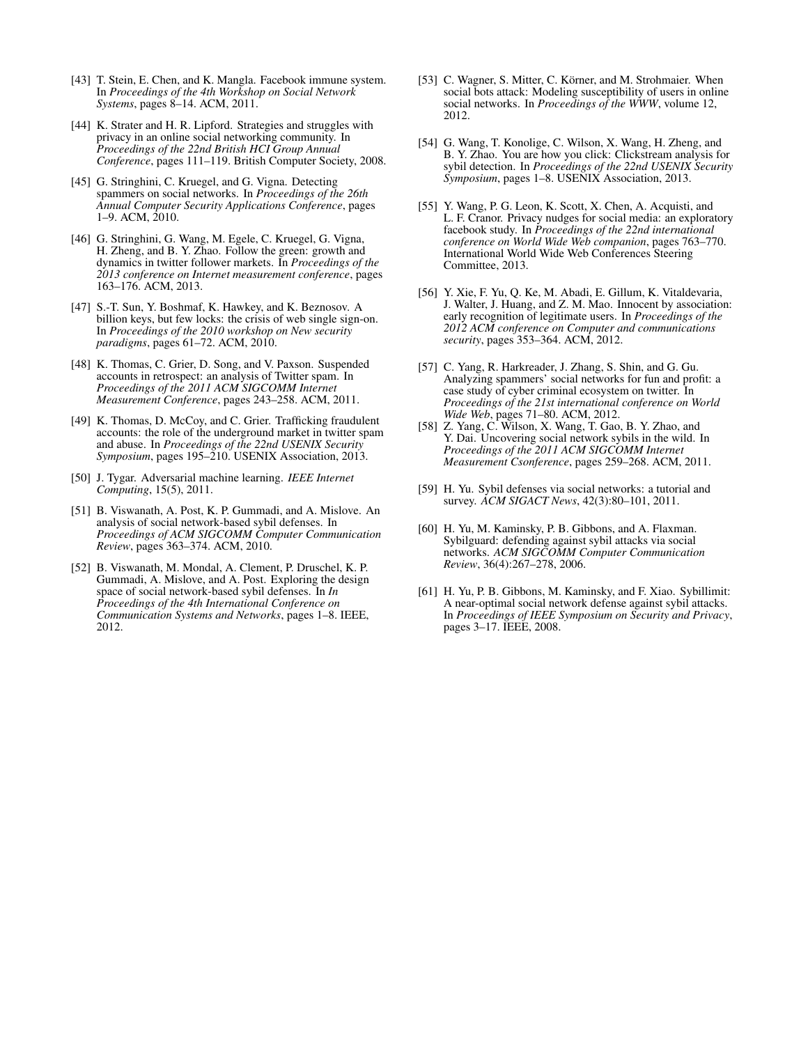[43] T. Stein, E. Chen, and K. Mangla. Facebook immune system. In *Proceedings of the 4th Workshop on Social Network Systems*, pages 8–14. ACM, 2011.

[44] K. Strater and H. R. Lipford. Strategies and struggles with privacy in an online social networking community. In *Proceedings of the 22nd British HCI Group Annual Conference*, pages 111–119. British Computer Society, 2008.

[45] G. Stringhini, C. Kruegel, and G. Vigna. Detecting spammers on social networks. In *Proceedings of the 26th Annual Computer Security Applications Conference*, pages 1–9. ACM, 2010.

[46] G. Stringhini, G. Wang, M. Egele, C. Kruegel, G. Vigna, H. Zheng, and B. Y. Zhao. Follow the green: growth and dynamics in twitter follower markets. In *Proceedings of the 2013 conference on Internet measurement conference*, pages 163–176. ACM, 2013.

[47] S.-T. Sun, Y. Boshmaf, K. Hawkey, and K. Beznosov. A billion keys, but few locks: the crisis of web single sign-on. In *Proceedings of the 2010 workshop on New security paradigms*, pages 61–72. ACM, 2010.

[48] K. Thomas, C. Grier, D. Song, and V. Paxson. Suspended accounts in retrospect: an analysis of Twitter spam. In *Proceedings of the 2011 ACM SIGCOMM Internet Measurement Conference*, pages 243–258. ACM, 2011.

[49] K. Thomas, D. McCoy, and C. Grier. Trafficking fraudulent accounts: the role of the underground market in twitter spam and abuse. In *Proceedings of the 22nd USENIX Security Symposium*, pages 195–210. USENIX Association, 2013.

[50] J. Tygar. Adversarial machine learning. *IEEE Internet Computing*, 15(5), 2011.

[51] B. Viswanath, A. Post, K. P. Gummadi, and A. Mislove. An analysis of social network-based sybil defenses. In *Proceedings of ACM SIGCOMM Computer Communication Review*, pages 363–374. ACM, 2010.

[52] B. Viswanath, M. Mondal, A. Clement, P. Druschel, K. P. Gummadi, A. Mislove, and A. Post. Exploring the design space of social network-based sybil defenses. In *In Proceedings of the 4th International Conference on Communication Systems and Networks*, pages 1–8. IEEE, 2012.

[53] C. Wagner, S. Mitter, C. Körner, and M. Strohmaier. When social bots attack: Modeling susceptibility of users in online social networks. In *Proceedings of the WWW*, volume 12, 2012.

[54] G. Wang, T. Konolige, C. Wilson, X. Wang, H. Zheng, and B. Y. Zhao. You are how you click: Clickstream analysis for sybil detection. In *Proceedings of the 22nd USENIX Security Symposium*, pages 1–8. USENIX Association, 2013.

[55] Y. Wang, P. G. Leon, K. Scott, X. Chen, A. Acquisti, and L. F. Cranor. Privacy nudges for social media: an exploratory facebook study. In *Proceedings of the 22nd international conference on World Wide Web companion*, pages 763–770. International World Wide Web Conferences Steering Committee, 2013.

[56] Y. Xie, F. Yu, Q. Ke, M. Abadi, E. Gillum, K. Vitaldevaria, J. Walter, J. Huang, and Z. M. Mao. Innocent by association: early recognition of legitimate users. In *Proceedings of the 2012 ACM conference on Computer and communications security*, pages 353–364. ACM, 2012.

[57] C. Yang, R. Harkreader, J. Zhang, S. Shin, and G. Gu. Analyzing spammers' social networks for fun and profit: a case study of cyber criminal ecosystem on twitter. In *Proceedings of the 21st international conference on World Wide Web*, pages 71–80. ACM, 2012.

[58] Z. Yang, C. Wilson, X. Wang, T. Gao, B. Y. Zhao, and Y. Dai. Uncovering social network sybils in the wild. In *Proceedings of the 2011 ACM SIGCOMM Internet Measurement Csonference*, pages 259–268. ACM, 2011.

[59] H. Yu. Sybil defenses via social networks: a tutorial and survey. *ACM SIGACT News*, 42(3):80–101, 2011.

[60] H. Yu, M. Kaminsky, P. B. Gibbons, and A. Flaxman. Sybilguard: defending against sybil attacks via social networks. *ACM SIGCOMM Computer Communication Review*, 36(4):267–278, 2006.

[61] H. Yu, P. B. Gibbons, M. Kaminsky, and F. Xiao. Sybillimit: A near-optimal social network defense against sybil attacks. In *Proceedings of IEEE Symposium on Security and Privacy*, pages 3–17. IEEE, 2008.